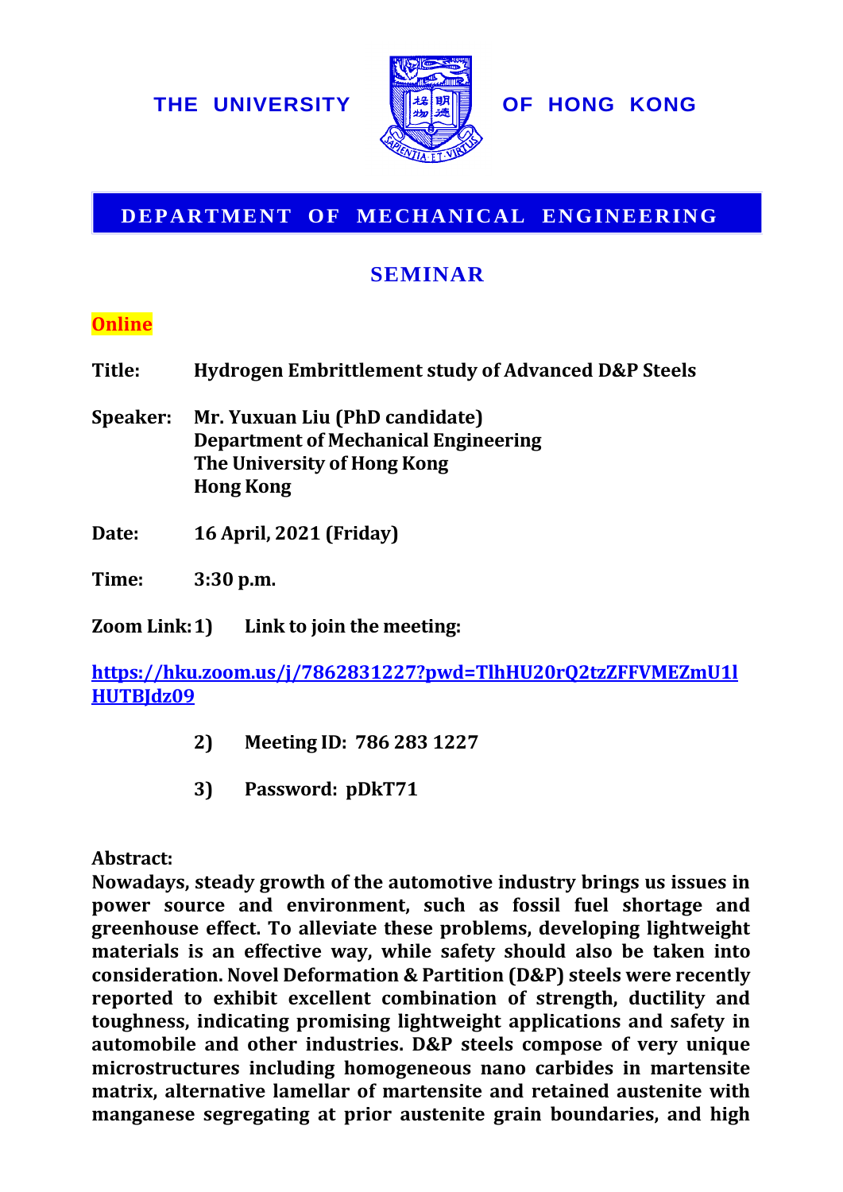**THE UNIVERSITY OF HONG KONG**

## DEPARTMENT OF MECHANICAL ENGINEERING

## SEMINAR

**Online**

**Title:** **Hydrogen Embrittlement study of Advanced D&P Steels**

**Speaker:** **Mr. Yuxuan Liu (PhD candidate)**
**Department of Mechanical Engineering**
**The University of Hong Kong**
**Hong Kong**

**Date:** **16 April, 2021 (Friday)**

**Time:** **3:30 p.m.**

**Zoom Link:** **1) Link to join the meeting:**

**https://hku.zoom.us/j/7862831227?pwd=TlhHU20rQ2tzZFFVMEZmU1lHUTBJdz09**

**2) Meeting ID: 786 283 1227**

**3) Password: pDkT71**

**Abstract:**

**Nowadays, steady growth of the automotive industry brings us issues in power source and environment, such as fossil fuel shortage and greenhouse effect. To alleviate these problems, developing lightweight materials is an effective way, while safety should also be taken into consideration. Novel Deformation & Partition (D&P) steels were recently reported to exhibit excellent combination of strength, ductility and toughness, indicating promising lightweight applications and safety in automobile and other industries. D&P steels compose of very unique microstructures including homogeneous nano carbides in martensite matrix, alternative lamellar of martensite and retained austenite with manganese segregating at prior austenite grain boundaries, and high**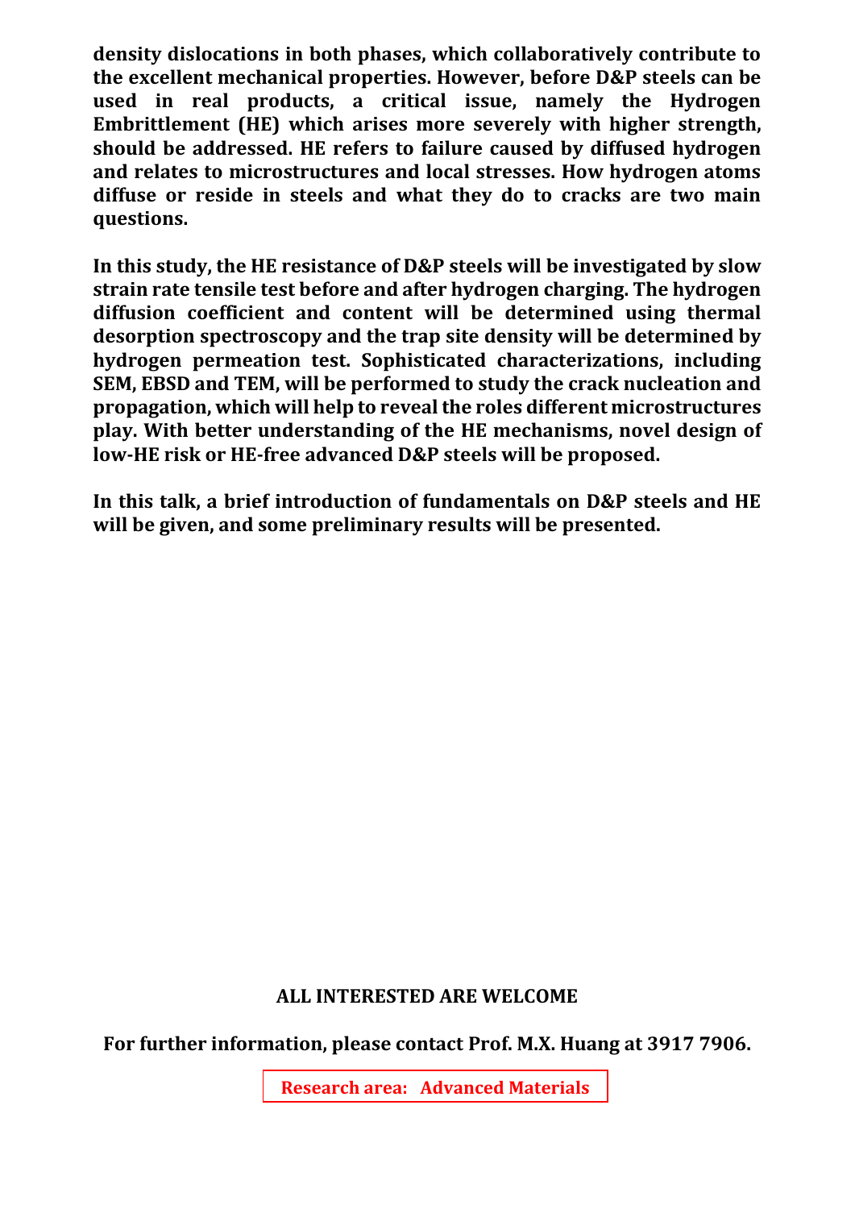**density dislocations in both phases, which collaboratively contribute to the excellent mechanical properties. However, before D&P steels can be used in real products, a critical issue, namely the Hydrogen Embrittlement (HE) which arises more severely with higher strength, should be addressed. HE refers to failure caused by diffused hydrogen and relates to microstructures and local stresses. How hydrogen atoms diffuse or reside in steels and what they do to cracks are two main questions.**

**In this study, the HE resistance of D&P steels will be investigated by slow strain rate tensile test before and after hydrogen charging. The hydrogen diffusion coefficient and content will be determined using thermal desorption spectroscopy and the trap site density will be determined by hydrogen permeation test. Sophisticated characterizations, including SEM, EBSD and TEM, will be performed to study the crack nucleation and propagation, which will help to reveal the roles different microstructures play. With better understanding of the HE mechanisms, novel design of low-HE risk or HE-free advanced D&P steels will be proposed.**

**In this talk, a brief introduction of fundamentals on D&P steels and HE will be given, and some preliminary results will be presented.**

**ALL INTERESTED ARE WELCOME**

**For further information, please contact Prof. M.X. Huang at 3917 7906.**

**Research area: Advanced Materials**